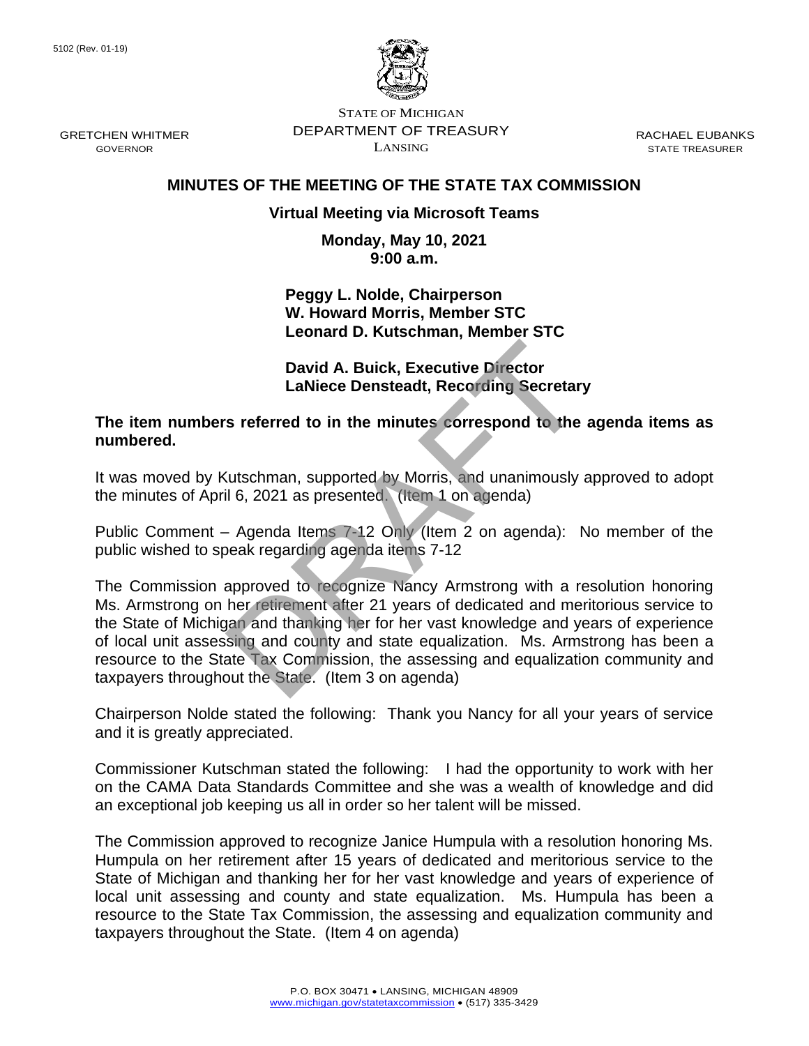5102 (Rev. 01-19)

STATE OF MICHIGAN
DEPARTMENT OF TREASURY
LANSING

GRETCHEN WHITMER
GOVERNOR

RACHAEL EUBANKS
STATE TREASURER

# MINUTES OF THE MEETING OF THE STATE TAX COMMISSION

**Virtual Meeting via Microsoft Teams**

**Monday, May 10, 2021**
**9:00 a.m.**

**Peggy L. Nolde, Chairperson**
**W. Howard Morris, Member STC**
**Leonard D. Kutschman, Member STC**

**David A. Buick, Executive Director**
**LaNiece Densteadt, Recording Secretary**

**The item numbers referred to in the minutes correspond to the agenda items as numbered.**

It was moved by Kutschman, supported by Morris, and unanimously approved to adopt the minutes of April 6, 2021 as presented. (Item 1 on agenda)

Public Comment – Agenda Items 7-12 Only (Item 2 on agenda): No member of the public wished to speak regarding agenda items 7-12

The Commission approved to recognize Nancy Armstrong with a resolution honoring Ms. Armstrong on her retirement after 21 years of dedicated and meritorious service to the State of Michigan and thanking her for her vast knowledge and years of experience of local unit assessing and county and state equalization. Ms. Armstrong has been a resource to the State Tax Commission, the assessing and equalization community and taxpayers throughout the State. (Item 3 on agenda)

Chairperson Nolde stated the following: Thank you Nancy for all your years of service and it is greatly appreciated.

Commissioner Kutschman stated the following: I had the opportunity to work with her on the CAMA Data Standards Committee and she was a wealth of knowledge and did an exceptional job keeping us all in order so her talent will be missed.

The Commission approved to recognize Janice Humpula with a resolution honoring Ms. Humpula on her retirement after 15 years of dedicated and meritorious service to the State of Michigan and thanking her for her vast knowledge and years of experience of local unit assessing and county and state equalization. Ms. Humpula has been a resource to the State Tax Commission, the assessing and equalization community and taxpayers throughout the State. (Item 4 on agenda)

P.O. BOX 30471 • LANSING, MICHIGAN 48909
www.michigan.gov/statetaxcommission • (517) 335-3429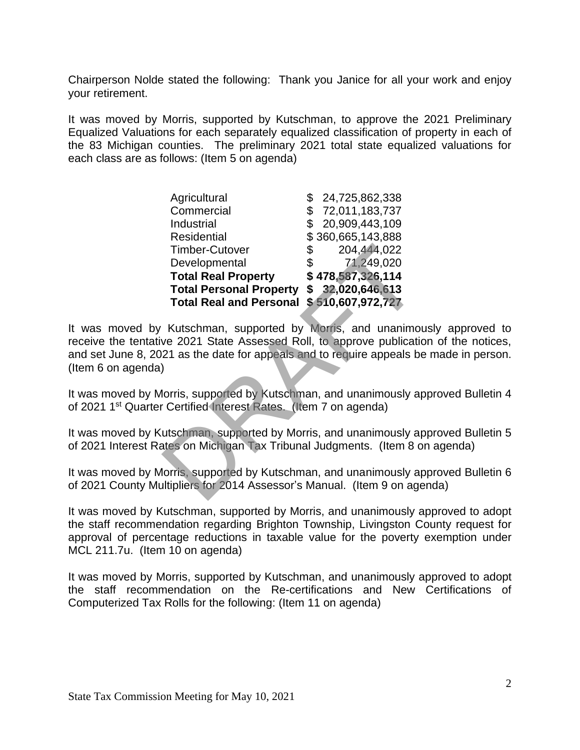Chairperson Nolde stated the following: Thank you Janice for all your work and enjoy your retirement.

It was moved by Morris, supported by Kutschman, to approve the 2021 Preliminary Equalized Valuations for each separately equalized classification of property in each of the 83 Michigan counties. The preliminary 2021 total state equalized valuations for each class are as follows: (Item 5 on agenda)

| | |
|---|---|
| Agricultural | $ 24,725,862,338 |
| Commercial | $ 72,011,183,737 |
| Industrial | $ 20,909,443,109 |
| Residential | $ 360,665,143,888 |
| Timber-Cutover | $ 204,444,022 |
| Developmental | $ 71,249,020 |
| **Total Real Property** | **$ 478,587,326,114** |
| **Total Personal Property** | **$ 32,020,646,613** |
| **Total Real and Personal** | **$ 510,607,972,727** |

It was moved by Kutschman, supported by Morris, and unanimously approved to receive the tentative 2021 State Assessed Roll, to approve publication of the notices, and set June 8, 2021 as the date for appeals and to require appeals be made in person. (Item 6 on agenda)

It was moved by Morris, supported by Kutschman, and unanimously approved Bulletin 4 of 2021 1st Quarter Certified Interest Rates. (Item 7 on agenda)

It was moved by Kutschman, supported by Morris, and unanimously approved Bulletin 5 of 2021 Interest Rates on Michigan Tax Tribunal Judgments. (Item 8 on agenda)

It was moved by Morris, supported by Kutschman, and unanimously approved Bulletin 6 of 2021 County Multipliers for 2014 Assessor's Manual. (Item 9 on agenda)

It was moved by Kutschman, supported by Morris, and unanimously approved to adopt the staff recommendation regarding Brighton Township, Livingston County request for approval of percentage reductions in taxable value for the poverty exemption under MCL 211.7u. (Item 10 on agenda)

It was moved by Morris, supported by Kutschman, and unanimously approved to adopt the staff recommendation on the Re-certifications and New Certifications of Computerized Tax Rolls for the following: (Item 11 on agenda)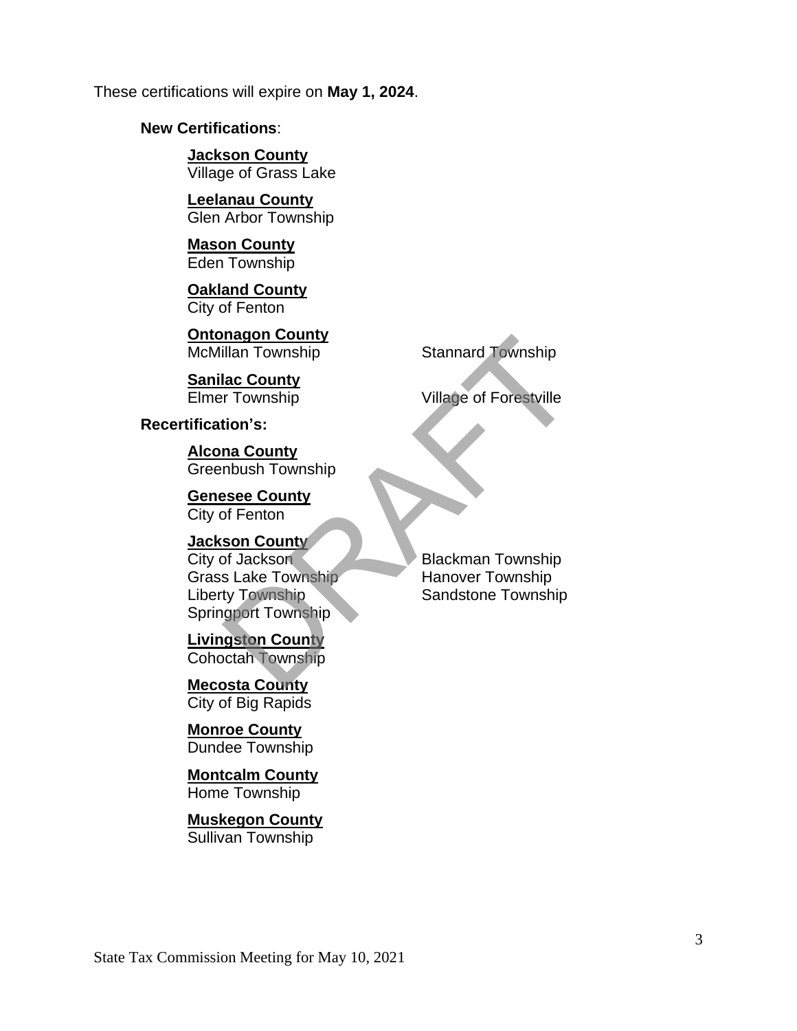These certifications will expire on **May 1, 2024**.

**New Certifications**:

**Jackson County**
Village of Grass Lake

**Leelanau County**
Glen Arbor Township

**Mason County**
Eden Township

**Oakland County**
City of Fenton

**Ontonagon County**
McMillan Township
Stannard Township

**Sanilac County**
Elmer Township
Village of Forestville

**Recertification's:**

**Alcona County**
Greenbush Township

**Genesee County**
City of Fenton

**Jackson County**
City of Jackson
Grass Lake Township
Liberty Township
Springport Township
Blackman Township
Hanover Township
Sandstone Township

**Livingston County**
Cohoctah Township

**Mecosta County**
City of Big Rapids

**Monroe County**
Dundee Township

**Montcalm County**
Home Township

**Muskegon County**
Sullivan Township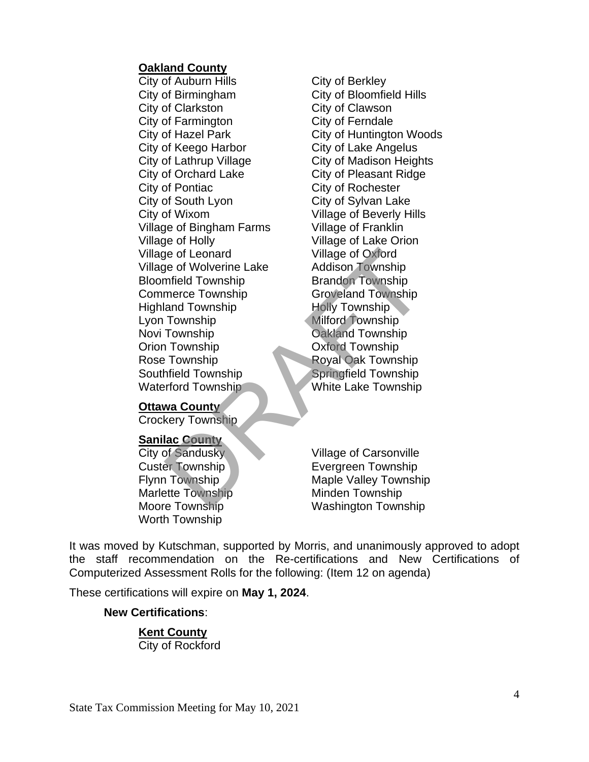**Oakland County**

City of Auburn Hills
City of Berkley
City of Birmingham
City of Bloomfield Hills
City of Clarkston
City of Clawson
City of Farmington
City of Ferndale
City of Hazel Park
City of Huntington Woods
City of Keego Harbor
City of Lake Angelus
City of Lathrup Village
City of Madison Heights
City of Orchard Lake
City of Pleasant Ridge
City of Pontiac
City of Rochester
City of South Lyon
City of Sylvan Lake
City of Wixom
Village of Beverly Hills
Village of Bingham Farms
Village of Franklin
Village of Holly
Village of Lake Orion
Village of Leonard
Village of Oxford
Village of Wolverine Lake
Addison Township
Bloomfield Township
Brandon Township
Commerce Township
Groveland Township
Highland Township
Holly Township
Lyon Township
Milford Township
Novi Township
Oakland Township
Orion Township
Oxford Township
Rose Township
Royal Oak Township
Southfield Township
Springfield Township
Waterford Township
White Lake Township

**Ottawa County**

Crockery Township

**Sanilac County**

City of Sandusky
Village of Carsonville
Custer Township
Evergreen Township
Flynn Township
Maple Valley Township
Marlette Township
Minden Township
Moore Township
Washington Township
Worth Township

It was moved by Kutschman, supported by Morris, and unanimously approved to adopt the staff recommendation on the Re-certifications and New Certifications of Computerized Assessment Rolls for the following: (Item 12 on agenda)

These certifications will expire on **May 1, 2024**.

**New Certifications**:

**Kent County**

City of Rockford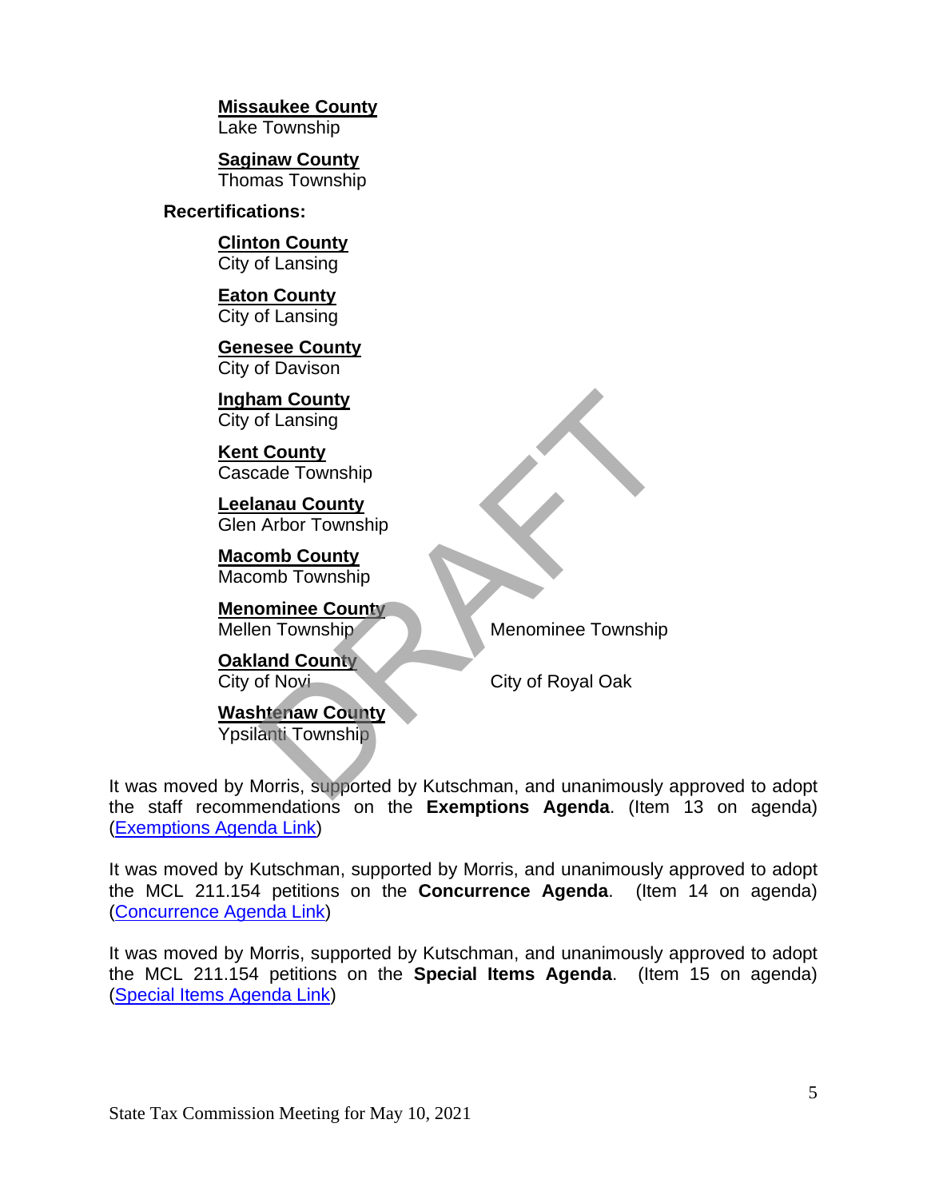**Missaukee County**
Lake Township

**Saginaw County**
Thomas Township

**Recertifications:**

**Clinton County**
City of Lansing

**Eaton County**
City of Lansing

**Genesee County**
City of Davison

**Ingham County**
City of Lansing

**Kent County**
Cascade Township

**Leelanau County**
Glen Arbor Township

**Macomb County**
Macomb Township

**Menominee County**
Mellen Township
Menominee Township

**Oakland County**
City of Novi
City of Royal Oak

**Washtenaw County**
Ypsilanti Township

It was moved by Morris, supported by Kutschman, and unanimously approved to adopt the staff recommendations on the **Exemptions Agenda**. (Item 13 on agenda) (Exemptions Agenda Link)

It was moved by Kutschman, supported by Morris, and unanimously approved to adopt the MCL 211.154 petitions on the **Concurrence Agenda**. (Item 14 on agenda) (Concurrence Agenda Link)

It was moved by Morris, supported by Kutschman, and unanimously approved to adopt the MCL 211.154 petitions on the **Special Items Agenda**. (Item 15 on agenda) (Special Items Agenda Link)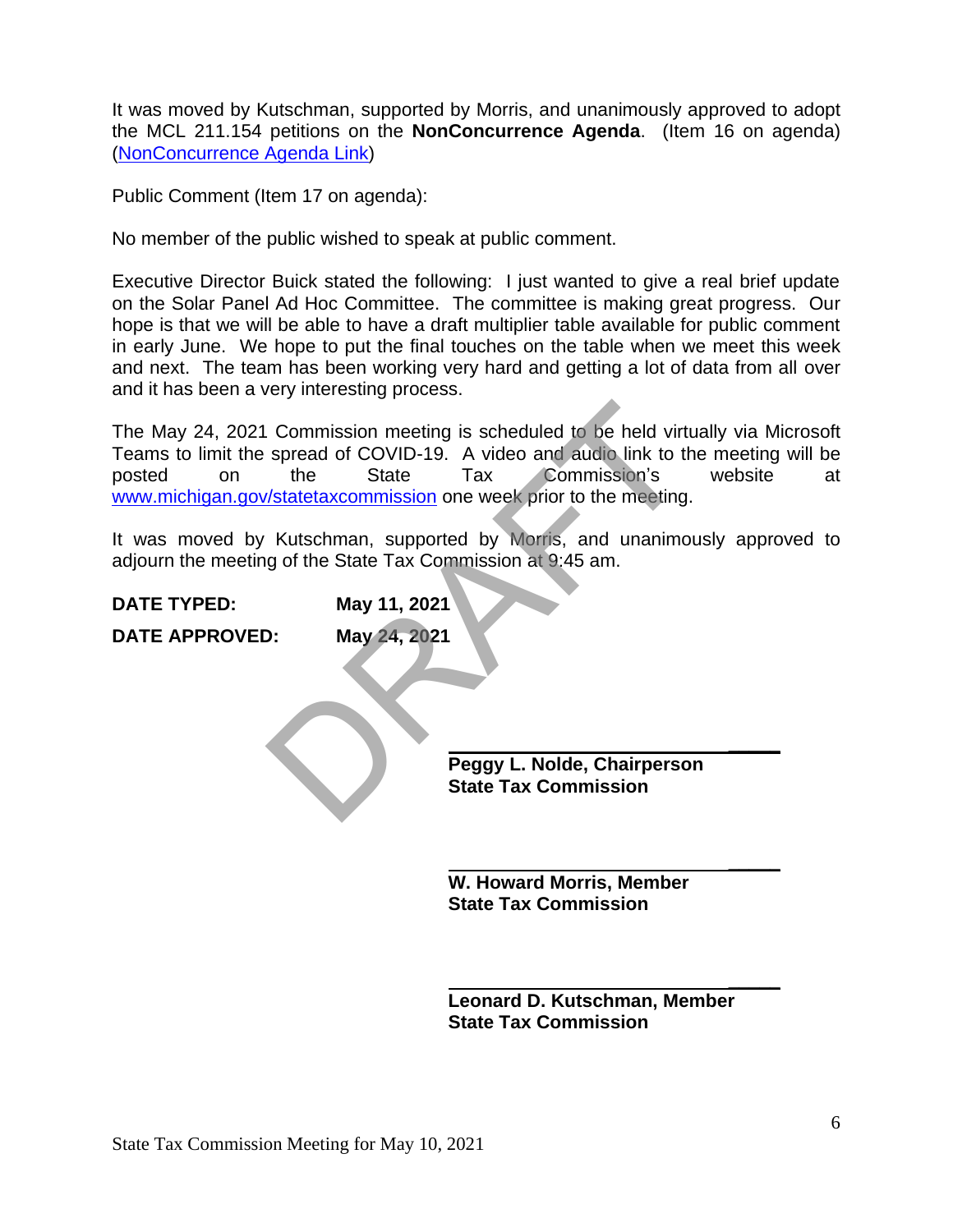It was moved by Kutschman, supported by Morris, and unanimously approved to adopt the MCL 211.154 petitions on the **NonConcurrence Agenda**. (Item 16 on agenda) (NonConcurrence Agenda Link)

Public Comment (Item 17 on agenda):

No member of the public wished to speak at public comment.

Executive Director Buick stated the following: I just wanted to give a real brief update on the Solar Panel Ad Hoc Committee. The committee is making great progress. Our hope is that we will be able to have a draft multiplier table available for public comment in early June. We hope to put the final touches on the table when we meet this week and next. The team has been working very hard and getting a lot of data from all over and it has been a very interesting process.

The May 24, 2021 Commission meeting is scheduled to be held virtually via Microsoft Teams to limit the spread of COVID-19. A video and audio link to the meeting will be posted on the State Tax Commission's website at www.michigan.gov/statetaxcommission one week prior to the meeting.

It was moved by Kutschman, supported by Morris, and unanimously approved to adjourn the meeting of the State Tax Commission at 9:45 am.

**DATE TYPED:** **May 11, 2021**

**DATE APPROVED:** **May 24, 2021**

DRAFT

**Peggy L. Nolde, Chairperson**
**State Tax Commission**

**W. Howard Morris, Member**
**State Tax Commission**

**Leonard D. Kutschman, Member**
**State Tax Commission**

State Tax Commission Meeting for May 10, 2021